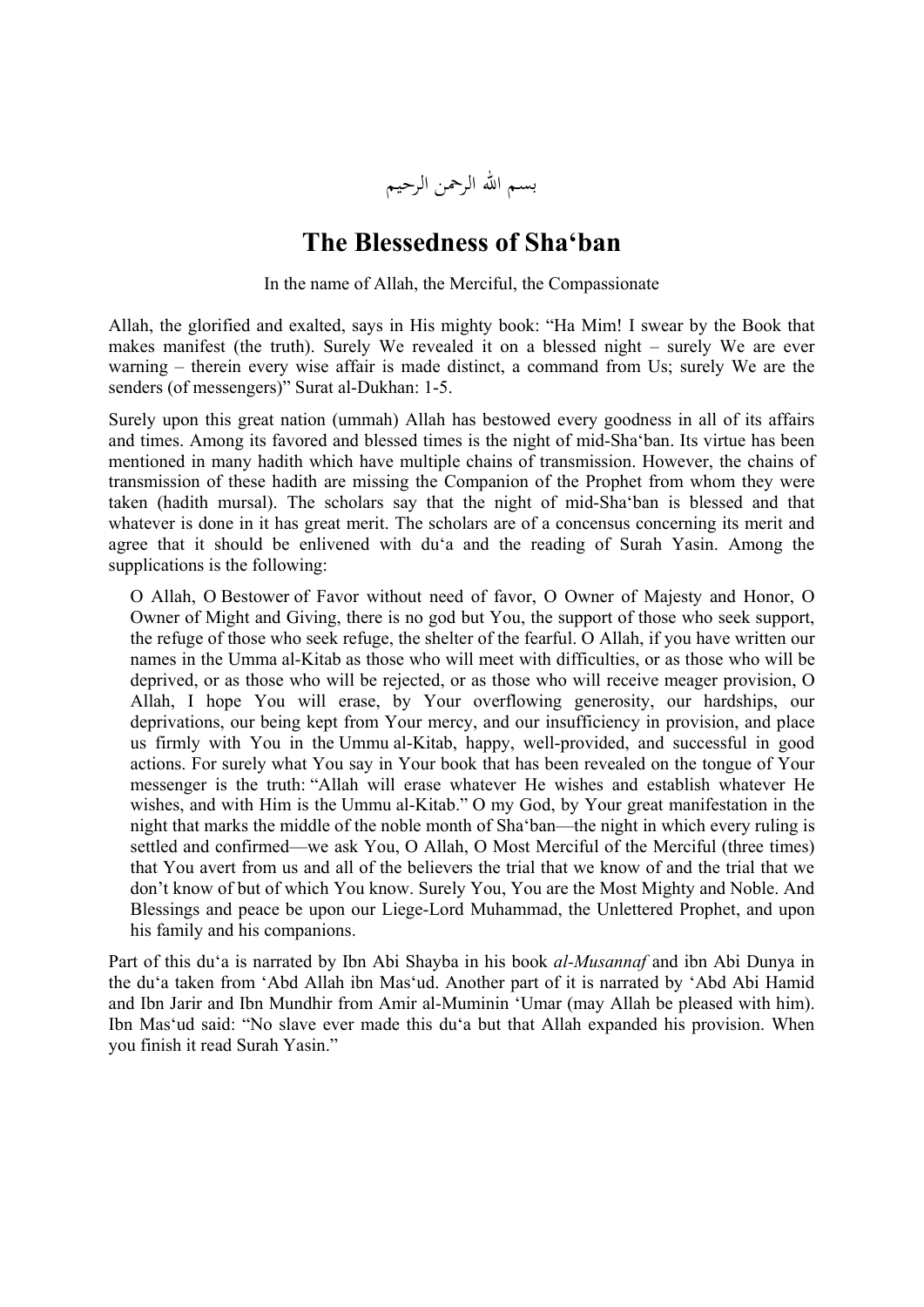بسم الله الرحمن الرحيم

# The Blessedness of Sha'ban

In the name of Allah, the Merciful, the Compassionate

Allah, the glorified and exalted, says in His mighty book: "Ha Mim! I swear by the Book that makes manifest (the truth). Surely We revealed it on a blessed night – surely We are ever warning – therein every wise affair is made distinct, a command from Us; surely We are the senders (of messengers)" Surat al-Dukhan: 1-5.

Surely upon this great nation (ummah) Allah has bestowed every goodness in all of its affairs and times. Among its favored and blessed times is the night of mid-Sha'ban. Its virtue has been mentioned in many hadith which have multiple chains of transmission. However, the chains of transmission of these hadith are missing the Companion of the Prophet from whom they were taken (hadith mursal). The scholars say that the night of mid-Sha'ban is blessed and that whatever is done in it has great merit. The scholars are of a concensus concerning its merit and agree that it should be enlivened with du'a and the reading of Surah Yasin. Among the supplications is the following:

> O Allah, O Bestower of Favor without need of favor, O Owner of Majesty and Honor, O Owner of Might and Giving, there is no god but You, the support of those who seek support, the refuge of those who seek refuge, the shelter of the fearful. O Allah, if you have written our names in the Umma al-Kitab as those who will meet with difficulties, or as those who will be deprived, or as those who will be rejected, or as those who will receive meager provision, O Allah, I hope You will erase, by Your overflowing generosity, our hardships, our deprivations, our being kept from Your mercy, and our insufficiency in provision, and place us firmly with You in the Ummu al-Kitab, happy, well-provided, and successful in good actions. For surely what You say in Your book that has been revealed on the tongue of Your messenger is the truth: "Allah will erase whatever He wishes and establish whatever He wishes, and with Him is the Ummu al-Kitab." O my God, by Your great manifestation in the night that marks the middle of the noble month of Sha'ban—the night in which every ruling is settled and confirmed—we ask You, O Allah, O Most Merciful of the Merciful (three times) that You avert from us and all of the believers the trial that we know of and the trial that we don't know of but of which You know. Surely You, You are the Most Mighty and Noble. And Blessings and peace be upon our Liege-Lord Muhammad, the Unlettered Prophet, and upon his family and his companions.

Part of this du'a is narrated by Ibn Abi Shayba in his book *al-Musannaf* and ibn Abi Dunya in the du'a taken from 'Abd Allah ibn Mas'ud. Another part of it is narrated by 'Abd Abi Hamid and Ibn Jarir and Ibn Mundhir from Amir al-Muminin 'Umar (may Allah be pleased with him). Ibn Mas'ud said: "No slave ever made this du'a but that Allah expanded his provision. When you finish it read Surah Yasin."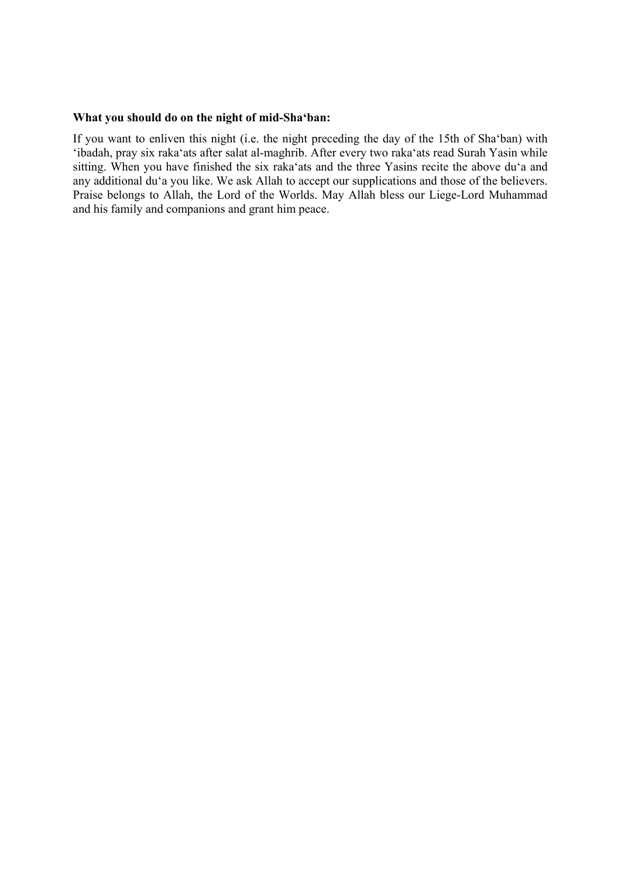**What you should do on the night of mid-Sha'ban:**

If you want to enliven this night (i.e. the night preceding the day of the 15th of Sha'ban) with 'ibadah, pray six raka'ats after salat al-maghrib. After every two raka'ats read Surah Yasin while sitting. When you have finished the six raka'ats and the three Yasins recite the above du'a and any additional du'a you like. We ask Allah to accept our supplications and those of the believers. Praise belongs to Allah, the Lord of the Worlds. May Allah bless our Liege-Lord Muhammad and his family and companions and grant him peace.